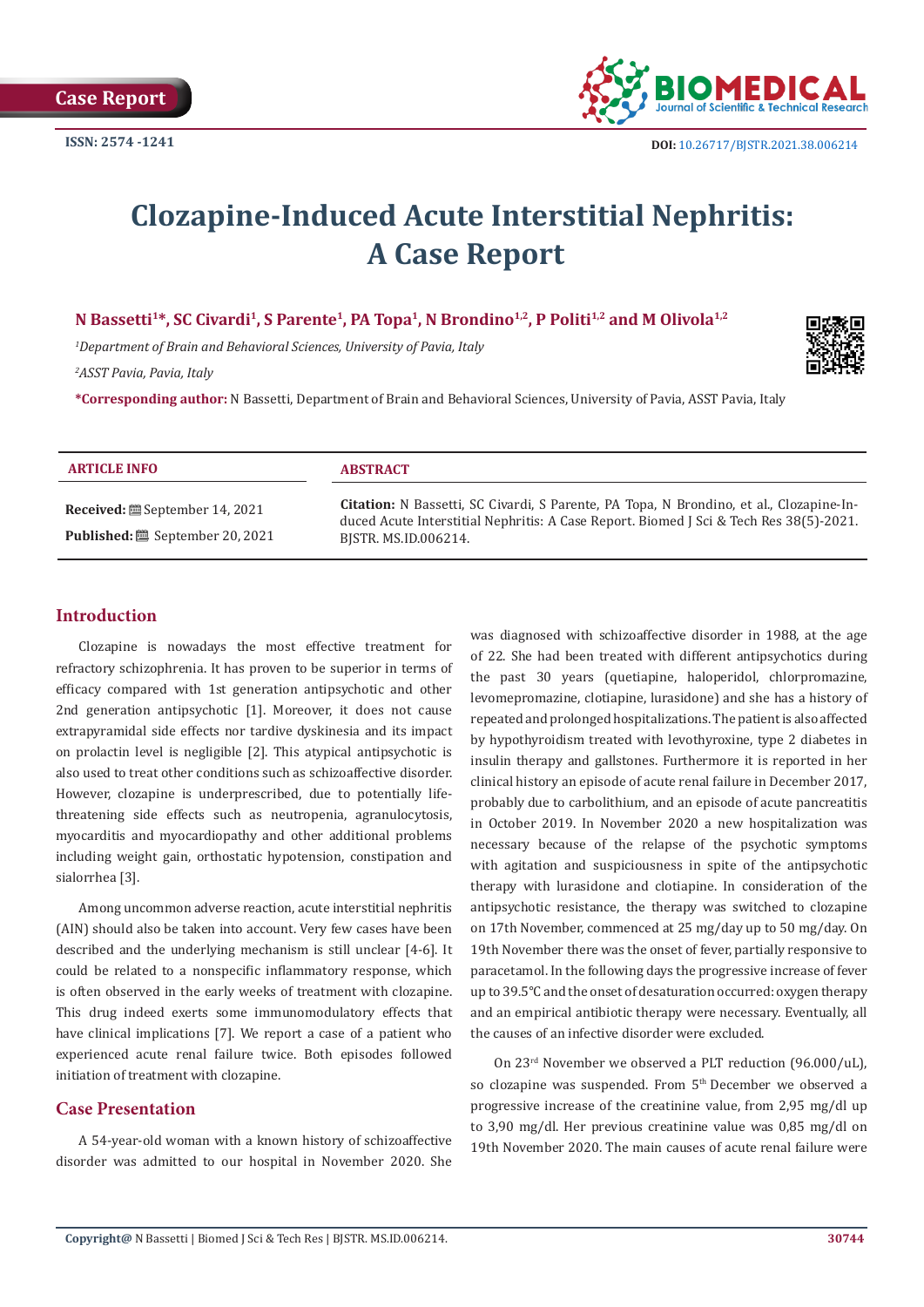Case Report

ISSN: 2574 -1241

DOI: 10.26717/BJSTR.2021.38.006214

# Clozapine-Induced Acute Interstitial Nephritis: A Case Report

**N Bassetti[1]*, SC Civardi[1], S Parente[1], PA Topa[1], N Brondino[1,2], P Politi[1,2] and M Olivola[1,2]**

*[1]Department of Brain and Behavioral Sciences, University of Pavia, Italy*

*[2]ASST Pavia, Pavia, Italy*

***Corresponding author:** N Bassetti, Department of Brain and Behavioral Sciences, University of Pavia, ASST Pavia, Italy

| ARTICLE INFO | ABSTRACT |
|---|---|
| **Received:** September 14, 2021 | **Citation:** N Bassetti, SC Civardi, S Parente, PA Topa, N Brondino, et al., Clozapine-Induced Acute Interstitial Nephritis: A Case Report. Biomed J Sci & Tech Res 38(5)-2021. BJSTR. MS.ID.006214. |
| **Published:** September 20, 2021 | |

## Introduction

Clozapine is nowadays the most effective treatment for refractory schizophrenia. It has proven to be superior in terms of efficacy compared with 1st generation antipsychotic and other 2nd generation antipsychotic [1]. Moreover, it does not cause extrapyramidal side effects nor tardive dyskinesia and its impact on prolactin level is negligible [2]. This atypical antipsychotic is also used to treat other conditions such as schizoaffective disorder. However, clozapine is underprescribed, due to potentially life-threatening side effects such as neutropenia, agranulocytosis, myocarditis and myocardiopathy and other additional problems including weight gain, orthostatic hypotension, constipation and sialorrhea [3].

Among uncommon adverse reaction, acute interstitial nephritis (AIN) should also be taken into account. Very few cases have been described and the underlying mechanism is still unclear [4-6]. It could be related to a nonspecific inflammatory response, which is often observed in the early weeks of treatment with clozapine. This drug indeed exerts some immunomodulatory effects that have clinical implications [7]. We report a case of a patient who experienced acute renal failure twice. Both episodes followed initiation of treatment with clozapine.

## Case Presentation

A 54-year-old woman with a known history of schizoaffective disorder was admitted to our hospital in November 2020. She was diagnosed with schizoaffective disorder in 1988, at the age of 22. She had been treated with different antipsychotics during the past 30 years (quetiapine, haloperidol, chlorpromazine, levomepromazine, clotiapine, lurasidone) and she has a history of repeated and prolonged hospitalizations. The patient is also affected by hypothyroidism treated with levothyroxine, type 2 diabetes in insulin therapy and gallstones. Furthermore it is reported in her clinical history an episode of acute renal failure in December 2017, probably due to carbolithium, and an episode of acute pancreatitis in October 2019. In November 2020 a new hospitalization was necessary because of the relapse of the psychotic symptoms with agitation and suspiciousness in spite of the antipsychotic therapy with lurasidone and clotiapine. In consideration of the antipsychotic resistance, the therapy was switched to clozapine on 17th November, commenced at 25 mg/day up to 50 mg/day. On 19th November there was the onset of fever, partially responsive to paracetamol. In the following days the progressive increase of fever up to 39.5°C and the onset of desaturation occurred: oxygen therapy and an empirical antibiotic therapy were necessary. Eventually, all the causes of an infective disorder were excluded.

On 23rd November we observed a PLT reduction (96.000/uL), so clozapine was suspended. From 5th December we observed a progressive increase of the creatinine value, from 2,95 mg/dl up to 3,90 mg/dl. Her previous creatinine value was 0,85 mg/dl on 19th November 2020. The main causes of acute renal failure were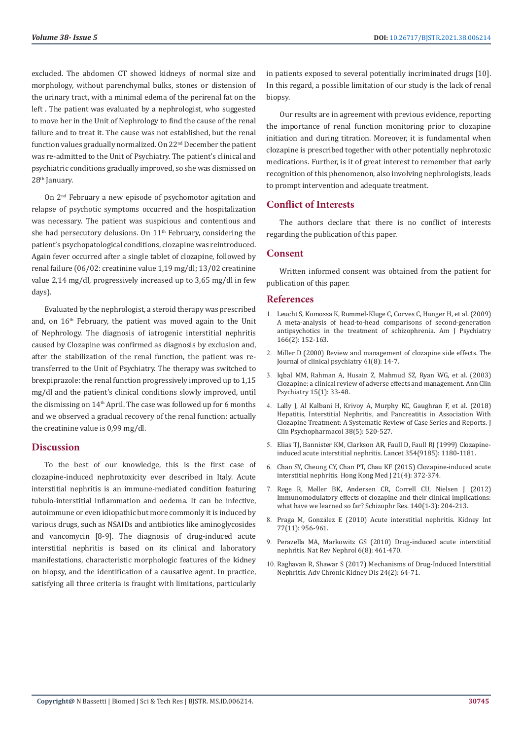excluded. The abdomen CT showed kidneys of normal size and morphology, without parenchymal bulks, stones or distension of the urinary tract, with a minimal edema of the perirenal fat on the left . The patient was evaluated by a nephrologist, who suggested to move her in the Unit of Nephrology to find the cause of the renal failure and to treat it. The cause was not established, but the renal function values gradually normalized. On 22nd December the patient was re-admitted to the Unit of Psychiatry. The patient's clinical and psychiatric conditions gradually improved, so she was dismissed on 28th January.

On 2nd February a new episode of psychomotor agitation and relapse of psychotic symptoms occurred and the hospitalization was necessary. The patient was suspicious and contentious and she had persecutory delusions. On 11th February, considering the patient's psychopatological conditions, clozapine was reintroduced. Again fever occurred after a single tablet of clozapine, followed by renal failure (06/02: creatinine value 1,19 mg/dl; 13/02 creatinine value 2,14 mg/dl, progressively increased up to 3,65 mg/dl in few days).

Evaluated by the nephrologist, a steroid therapy was prescribed and, on 16th February, the patient was moved again to the Unit of Nephrology. The diagnosis of iatrogenic interstitial nephritis caused by Clozapine was confirmed as diagnosis by exclusion and, after the stabilization of the renal function, the patient was re-transferred to the Unit of Psychiatry. The therapy was switched to brexpiprazole: the renal function progressively improved up to 1,15 mg/dl and the patient's clinical conditions slowly improved, until the dismissing on 14th April. The case was followed up for 6 months and we observed a gradual recovery of the renal function: actually the creatinine value is 0,99 mg/dl.

## Discussion

To the best of our knowledge, this is the first case of clozapine-induced nephrotoxicity ever described in Italy. Acute interstitial nephritis is an immune-mediated condition featuring tubulo-interstitial inflammation and oedema. It can be infective, autoimmune or even idiopathic but more commonly it is induced by various drugs, such as NSAIDs and antibiotics like aminoglycosides and vancomycin [8-9]. The diagnosis of drug-induced acute interstitial nephritis is based on its clinical and laboratory manifestations, characteristic morphologic features of the kidney on biopsy, and the identification of a causative agent. In practice, satisfying all three criteria is fraught with limitations, particularly in patients exposed to several potentially incriminated drugs [10]. In this regard, a possible limitation of our study is the lack of renal biopsy.

Our results are in agreement with previous evidence, reporting the importance of renal function monitoring prior to clozapine initiation and during titration. Moreover, it is fundamental when clozapine is prescribed together with other potentially nephrotoxic medications. Further, is it of great interest to remember that early recognition of this phenomenon, also involving nephrologists, leads to prompt intervention and adequate treatment.

## Conflict of Interests

The authors declare that there is no conflict of interests regarding the publication of this paper.

## Consent

Written informed consent was obtained from the patient for publication of this paper.

## References

1. Leucht S, Komossa K, Rummel-Kluge C, Corves C, Hunger H, et al. (2009) A meta-analysis of head-to-head comparisons of second-generation antipsychotics in the treatment of schizophrenia. Am J Psychiatry 166(2): 152-163.
2. Miller D (2000) Review and management of clozapine side effects. The Journal of clinical psychiatry 61(8): 14-7.
3. Iqbal MM, Rahman A, Husain Z, Mahmud SZ, Ryan WG, et al. (2003) Clozapine: a clinical review of adverse effects and management. Ann Clin Psychiatry 15(1): 33-48.
4. Lally J, Al Kalbani H, Krivoy A, Murphy KC, Gaughran F, et al. (2018) Hepatitis, Interstitial Nephritis, and Pancreatitis in Association With Clozapine Treatment: A Systematic Review of Case Series and Reports. J Clin Psychopharmacol 38(5): 520-527.
5. Elias TJ, Bannister KM, Clarkson AR, Faull D, Faull RJ (1999) Clozapine-induced acute interstitial nephritis. Lancet 354(9185): 1180-1181.
6. Chan SY, Cheung CY, Chan PT, Chau KF (2015) Clozapine-induced acute interstitial nephritis. Hong Kong Med J 21(4): 372-374.
7. Røge R, Møller BK, Andersen CR, Correll CU, Nielsen J (2012) Immunomodulatory effects of clozapine and their clinical implications: what have we learned so far? Schizophr Res. 140(1-3): 204-213.
8. Praga M, González E (2010) Acute interstitial nephritis. Kidney Int 77(11): 956-961.
9. Perazella MA, Markowitz GS (2010) Drug-induced acute interstitial nephritis. Nat Rev Nephrol 6(8): 461-470.
10. Raghavan R, Shawar S (2017) Mechanisms of Drug-Induced Interstitial Nephritis. Adv Chronic Kidney Dis 24(2): 64-71.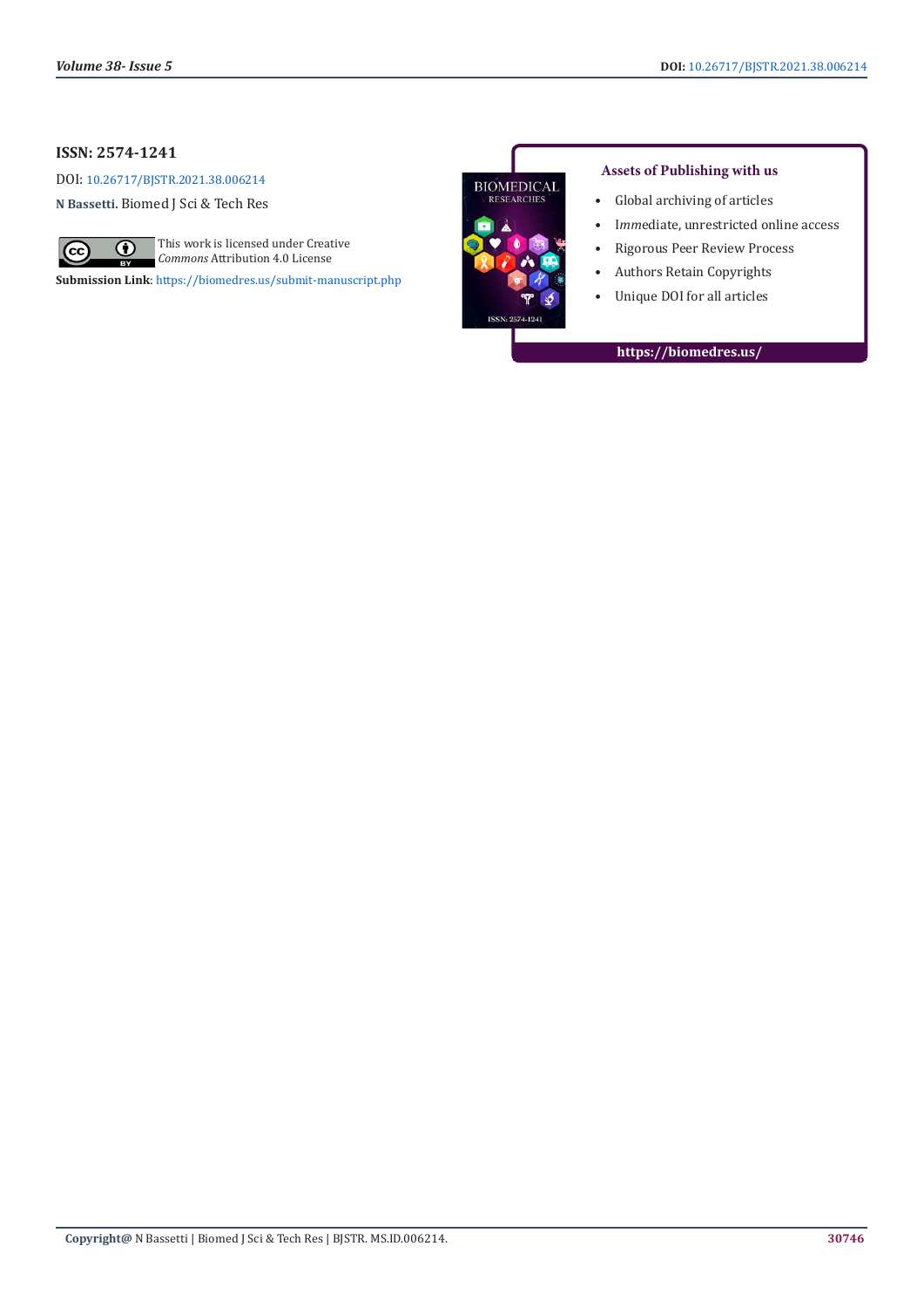**ISSN: 2574-1241**

DOI: 10.26717/BJSTR.2021.38.006214

**N Bassetti.** Biomed J Sci & Tech Res

This work is licensed under Creative *Commons* Attribution 4.0 License

**Submission Link**: https://biomedres.us/submit-manuscript.php

### Assets of Publishing with us

- Global archiving of articles
- Immediate, unrestricted online access
- Rigorous Peer Review Process
- Authors Retain Copyrights
- Unique DOI for all articles

**https://biomedres.us/**